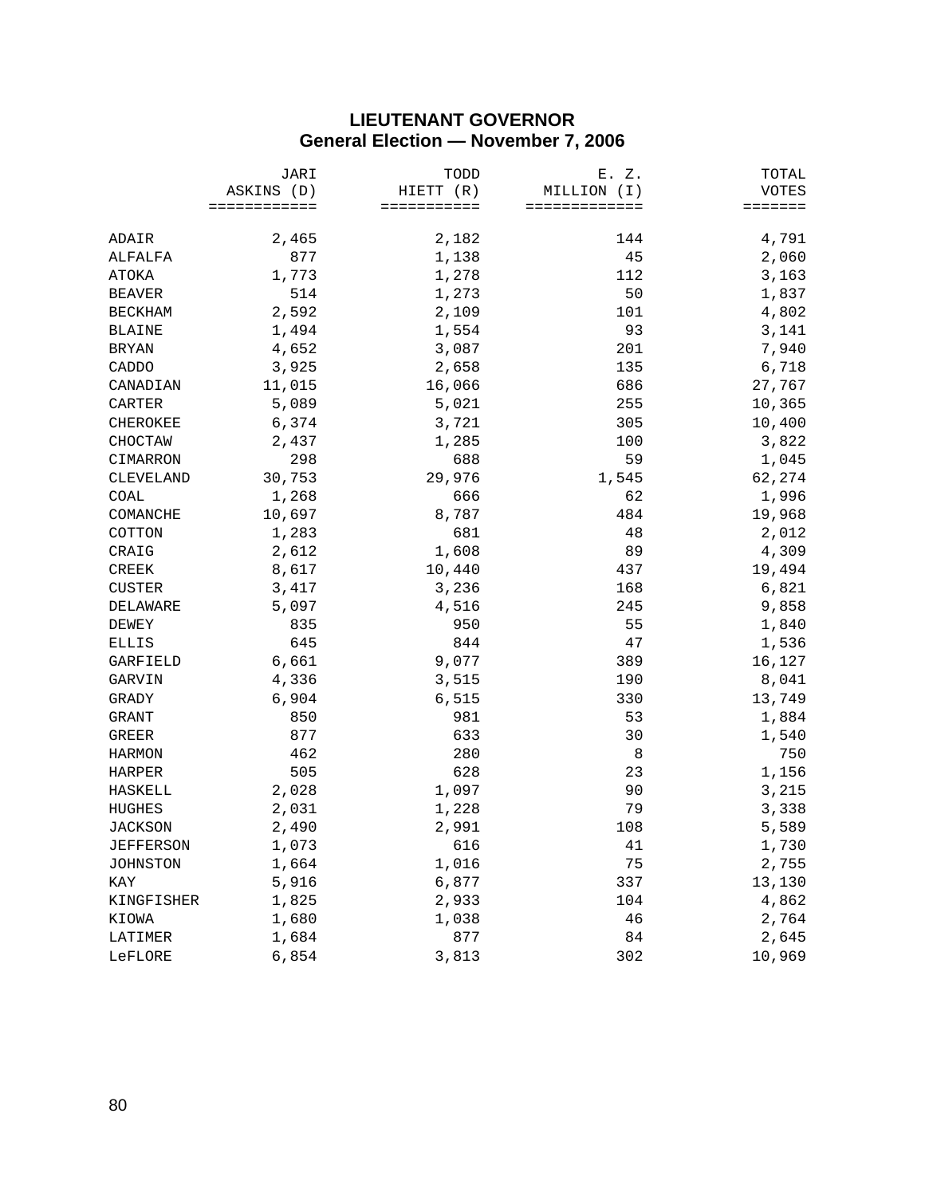# LIEUTENANT GOVERNOR
## General Election — November 7, 2006

| | JARI ASKINS (D) | TODD HIETT (R) | E. Z. MILLION (I) | TOTAL VOTES |
|---|---|---|---|---|
| ADAIR | 2,465 | 2,182 | 144 | 4,791 |
| ALFALFA | 877 | 1,138 | 45 | 2,060 |
| ATOKA | 1,773 | 1,278 | 112 | 3,163 |
| BEAVER | 514 | 1,273 | 50 | 1,837 |
| BECKHAM | 2,592 | 2,109 | 101 | 4,802 |
| BLAINE | 1,494 | 1,554 | 93 | 3,141 |
| BRYAN | 4,652 | 3,087 | 201 | 7,940 |
| CADDO | 3,925 | 2,658 | 135 | 6,718 |
| CANADIAN | 11,015 | 16,066 | 686 | 27,767 |
| CARTER | 5,089 | 5,021 | 255 | 10,365 |
| CHEROKEE | 6,374 | 3,721 | 305 | 10,400 |
| CHOCTAW | 2,437 | 1,285 | 100 | 3,822 |
| CIMARRON | 298 | 688 | 59 | 1,045 |
| CLEVELAND | 30,753 | 29,976 | 1,545 | 62,274 |
| COAL | 1,268 | 666 | 62 | 1,996 |
| COMANCHE | 10,697 | 8,787 | 484 | 19,968 |
| COTTON | 1,283 | 681 | 48 | 2,012 |
| CRAIG | 2,612 | 1,608 | 89 | 4,309 |
| CREEK | 8,617 | 10,440 | 437 | 19,494 |
| CUSTER | 3,417 | 3,236 | 168 | 6,821 |
| DELAWARE | 5,097 | 4,516 | 245 | 9,858 |
| DEWEY | 835 | 950 | 55 | 1,840 |
| ELLIS | 645 | 844 | 47 | 1,536 |
| GARFIELD | 6,661 | 9,077 | 389 | 16,127 |
| GARVIN | 4,336 | 3,515 | 190 | 8,041 |
| GRADY | 6,904 | 6,515 | 330 | 13,749 |
| GRANT | 850 | 981 | 53 | 1,884 |
| GREER | 877 | 633 | 30 | 1,540 |
| HARMON | 462 | 280 | 8 | 750 |
| HARPER | 505 | 628 | 23 | 1,156 |
| HASKELL | 2,028 | 1,097 | 90 | 3,215 |
| HUGHES | 2,031 | 1,228 | 79 | 3,338 |
| JACKSON | 2,490 | 2,991 | 108 | 5,589 |
| JEFFERSON | 1,073 | 616 | 41 | 1,730 |
| JOHNSTON | 1,664 | 1,016 | 75 | 2,755 |
| KAY | 5,916 | 6,877 | 337 | 13,130 |
| KINGFISHER | 1,825 | 2,933 | 104 | 4,862 |
| KIOWA | 1,680 | 1,038 | 46 | 2,764 |
| LATIMER | 1,684 | 877 | 84 | 2,645 |
| LeFLORE | 6,854 | 3,813 | 302 | 10,969 |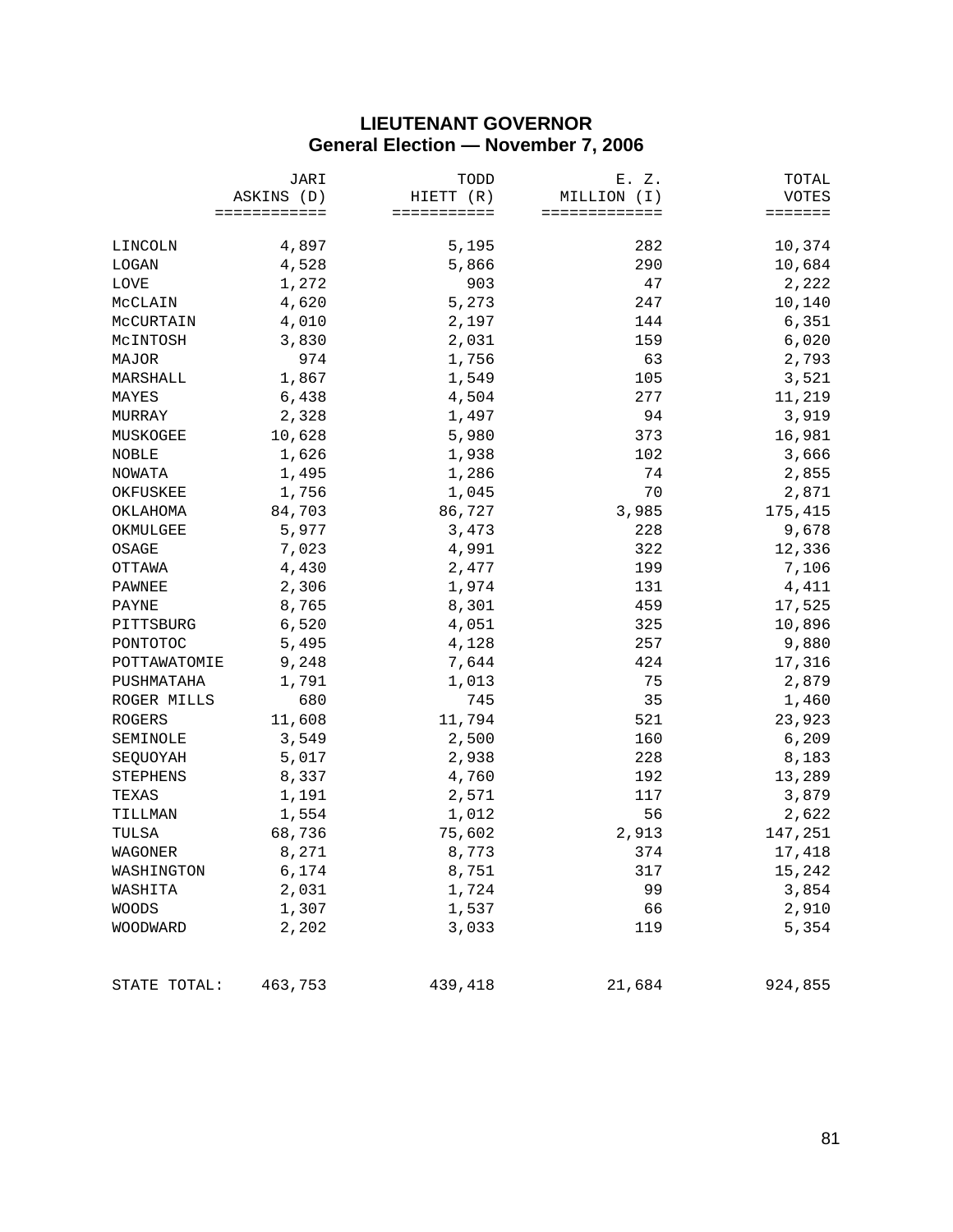## LIEUTENANT GOVERNOR
## General Election — November 7, 2006

| | JARI ASKINS (D) | TODD HIETT (R) | E. Z. MILLION (I) | TOTAL VOTES |
|---|---|---|---|---|
| LINCOLN | 4,897 | 5,195 | 282 | 10,374 |
| LOGAN | 4,528 | 5,866 | 290 | 10,684 |
| LOVE | 1,272 | 903 | 47 | 2,222 |
| McCLAIN | 4,620 | 5,273 | 247 | 10,140 |
| McCURTAIN | 4,010 | 2,197 | 144 | 6,351 |
| McINTOSH | 3,830 | 2,031 | 159 | 6,020 |
| MAJOR | 974 | 1,756 | 63 | 2,793 |
| MARSHALL | 1,867 | 1,549 | 105 | 3,521 |
| MAYES | 6,438 | 4,504 | 277 | 11,219 |
| MURRAY | 2,328 | 1,497 | 94 | 3,919 |
| MUSKOGEE | 10,628 | 5,980 | 373 | 16,981 |
| NOBLE | 1,626 | 1,938 | 102 | 3,666 |
| NOWATA | 1,495 | 1,286 | 74 | 2,855 |
| OKFUSKEE | 1,756 | 1,045 | 70 | 2,871 |
| OKLAHOMA | 84,703 | 86,727 | 3,985 | 175,415 |
| OKMULGEE | 5,977 | 3,473 | 228 | 9,678 |
| OSAGE | 7,023 | 4,991 | 322 | 12,336 |
| OTTAWA | 4,430 | 2,477 | 199 | 7,106 |
| PAWNEE | 2,306 | 1,974 | 131 | 4,411 |
| PAYNE | 8,765 | 8,301 | 459 | 17,525 |
| PITTSBURG | 6,520 | 4,051 | 325 | 10,896 |
| PONTOTOC | 5,495 | 4,128 | 257 | 9,880 |
| POTTAWATOMIE | 9,248 | 7,644 | 424 | 17,316 |
| PUSHMATAHA | 1,791 | 1,013 | 75 | 2,879 |
| ROGER MILLS | 680 | 745 | 35 | 1,460 |
| ROGERS | 11,608 | 11,794 | 521 | 23,923 |
| SEMINOLE | 3,549 | 2,500 | 160 | 6,209 |
| SEQUOYAH | 5,017 | 2,938 | 228 | 8,183 |
| STEPHENS | 8,337 | 4,760 | 192 | 13,289 |
| TEXAS | 1,191 | 2,571 | 117 | 3,879 |
| TILLMAN | 1,554 | 1,012 | 56 | 2,622 |
| TULSA | 68,736 | 75,602 | 2,913 | 147,251 |
| WAGONER | 8,271 | 8,773 | 374 | 17,418 |
| WASHINGTON | 6,174 | 8,751 | 317 | 15,242 |
| WASHITA | 2,031 | 1,724 | 99 | 3,854 |
| WOODS | 1,307 | 1,537 | 66 | 2,910 |
| WOODWARD | 2,202 | 3,033 | 119 | 5,354 |
| STATE TOTAL: | 463,753 | 439,418 | 21,684 | 924,855 |